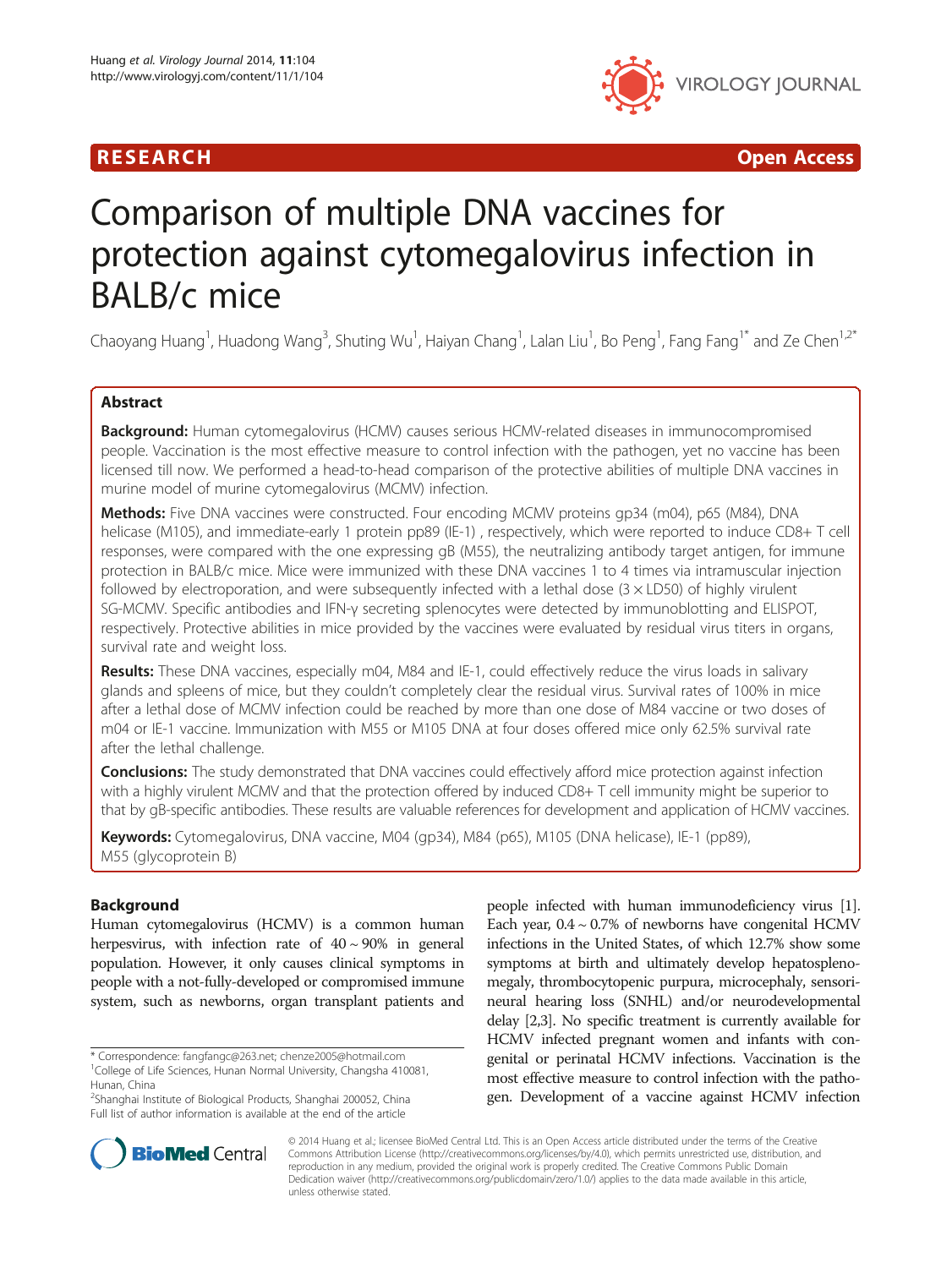RESEARCH Open Access

# Comparison of multiple DNA vaccines for protection against cytomegalovirus infection in BALB/c mice

Chaoyang Huang[1], Huadong Wang[3], Shuting Wu[1], Haiyan Chang[1], Lalan Liu[1], Bo Peng[1], Fang Fang[1*] and Ze Chen[1,2*]

## Abstract

**Background:** Human cytomegalovirus (HCMV) causes serious HCMV-related diseases in immunocompromised people. Vaccination is the most effective measure to control infection with the pathogen, yet no vaccine has been licensed till now. We performed a head-to-head comparison of the protective abilities of multiple DNA vaccines in murine model of murine cytomegalovirus (MCMV) infection.

**Methods:** Five DNA vaccines were constructed. Four encoding MCMV proteins gp34 (m04), p65 (M84), DNA helicase (M105), and immediate-early 1 protein pp89 (IE-1) , respectively, which were reported to induce CD8+ T cell responses, were compared with the one expressing gB (M55), the neutralizing antibody target antigen, for immune protection in BALB/c mice. Mice were immunized with these DNA vaccines 1 to 4 times via intramuscular injection followed by electroporation, and were subsequently infected with a lethal dose ($3 \times LD50$) of highly virulent SG-MCMV. Specific antibodies and IFN-γ secreting splenocytes were detected by immunoblotting and ELISPOT, respectively. Protective abilities in mice provided by the vaccines were evaluated by residual virus titers in organs, survival rate and weight loss.

**Results:** These DNA vaccines, especially m04, M84 and IE-1, could effectively reduce the virus loads in salivary glands and spleens of mice, but they couldn't completely clear the residual virus. Survival rates of 100% in mice after a lethal dose of MCMV infection could be reached by more than one dose of M84 vaccine or two doses of m04 or IE-1 vaccine. Immunization with M55 or M105 DNA at four doses offered mice only 62.5% survival rate after the lethal challenge.

**Conclusions:** The study demonstrated that DNA vaccines could effectively afford mice protection against infection with a highly virulent MCMV and that the protection offered by induced CD8+ T cell immunity might be superior to that by gB-specific antibodies. These results are valuable references for development and application of HCMV vaccines.

**Keywords:** Cytomegalovirus, DNA vaccine, M04 (gp34), M84 (p65), M105 (DNA helicase), IE-1 (pp89), M55 (glycoprotein B)

## Background

Human cytomegalovirus (HCMV) is a common human herpesvirus, with infection rate of 40 ~ 90% in general population. However, it only causes clinical symptoms in people with a not-fully-developed or compromised immune system, such as newborns, organ transplant patients and people infected with human immunodeficiency virus [1]. Each year, 0.4 ~ 0.7% of newborns have congenital HCMV infections in the United States, of which 12.7% show some symptoms at birth and ultimately develop hepatosplenomegaly, thrombocytopenic purpura, microcephaly, sensorineural hearing loss (SNHL) and/or neurodevelopmental delay [2,3]. No specific treatment is currently available for HCMV infected pregnant women and infants with congenital or perinatal HCMV infections. Vaccination is the most effective measure to control infection with the pathogen. Development of a vaccine against HCMV infection

\* Correspondence: fangfangc@263.net; chenze2005@hotmail.com
[1]College of Life Sciences, Hunan Normal University, Changsha 410081, Hunan, China
[2]Shanghai Institute of Biological Products, Shanghai 200052, China
Full list of author information is available at the end of the article

© 2014 Huang et al.; licensee BioMed Central Ltd. This is an Open Access article distributed under the terms of the Creative Commons Attribution License (http://creativecommons.org/licenses/by/4.0), which permits unrestricted use, distribution, and reproduction in any medium, provided the original work is properly credited. The Creative Commons Public Domain Dedication waiver (http://creativecommons.org/publicdomain/zero/1.0/) applies to the data made available in this article, unless otherwise stated.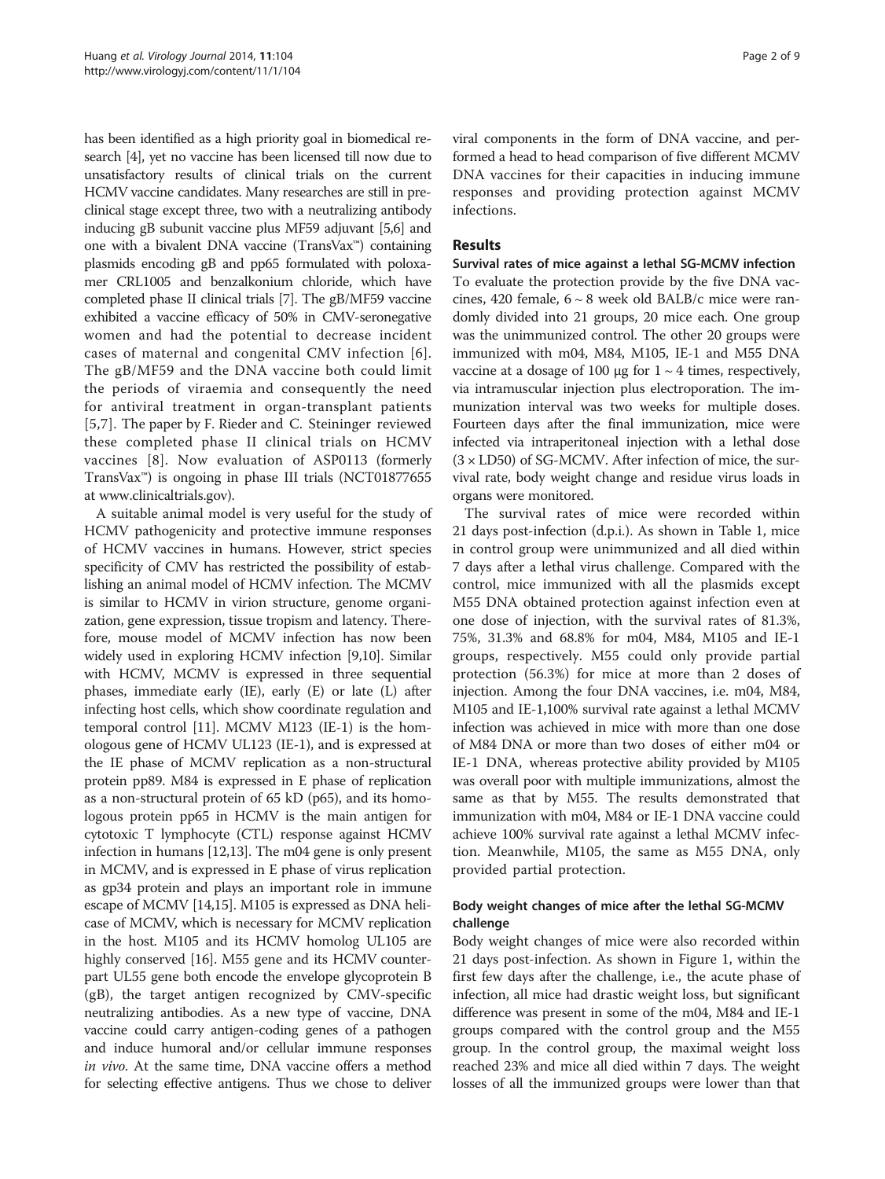has been identified as a high priority goal in biomedical research [4], yet no vaccine has been licensed till now due to unsatisfactory results of clinical trials on the current HCMV vaccine candidates. Many researches are still in preclinical stage except three, two with a neutralizing antibody inducing gB subunit vaccine plus MF59 adjuvant [5,6] and one with a bivalent DNA vaccine (TransVax™) containing plasmids encoding gB and pp65 formulated with poloxamer CRL1005 and benzalkonium chloride, which have completed phase II clinical trials [7]. The gB/MF59 vaccine exhibited a vaccine efficacy of 50% in CMV-seronegative women and had the potential to decrease incident cases of maternal and congenital CMV infection [6]. The gB/MF59 and the DNA vaccine both could limit the periods of viraemia and consequently the need for antiviral treatment in organ-transplant patients [5,7]. The paper by F. Rieder and C. Steininger reviewed these completed phase II clinical trials on HCMV vaccines [8]. Now evaluation of ASP0113 (formerly TransVax™) is ongoing in phase III trials (NCT01877655 at www.clinicaltrials.gov).

A suitable animal model is very useful for the study of HCMV pathogenicity and protective immune responses of HCMV vaccines in humans. However, strict species specificity of CMV has restricted the possibility of establishing an animal model of HCMV infection. The MCMV is similar to HCMV in virion structure, genome organization, gene expression, tissue tropism and latency. Therefore, mouse model of MCMV infection has now been widely used in exploring HCMV infection [9,10]. Similar with HCMV, MCMV is expressed in three sequential phases, immediate early (IE), early (E) or late (L) after infecting host cells, which show coordinate regulation and temporal control [11]. MCMV M123 (IE-1) is the homologous gene of HCMV UL123 (IE-1), and is expressed at the IE phase of MCMV replication as a non-structural protein pp89. M84 is expressed in E phase of replication as a non-structural protein of 65 kD (p65), and its homologous protein pp65 in HCMV is the main antigen for cytotoxic T lymphocyte (CTL) response against HCMV infection in humans [12,13]. The m04 gene is only present in MCMV, and is expressed in E phase of virus replication as gp34 protein and plays an important role in immune escape of MCMV [14,15]. M105 is expressed as DNA helicase of MCMV, which is necessary for MCMV replication in the host. M105 and its HCMV homolog UL105 are highly conserved [16]. M55 gene and its HCMV counterpart UL55 gene both encode the envelope glycoprotein B (gB), the target antigen recognized by CMV-specific neutralizing antibodies. As a new type of vaccine, DNA vaccine could carry antigen-coding genes of a pathogen and induce humoral and/or cellular immune responses *in vivo*. At the same time, DNA vaccine offers a method for selecting effective antigens. Thus we chose to deliver viral components in the form of DNA vaccine, and performed a head to head comparison of five different MCMV DNA vaccines for their capacities in inducing immune responses and providing protection against MCMV infections.

## Results

### Survival rates of mice against a lethal SG-MCMV infection

To evaluate the protection provide by the five DNA vaccines, 420 female, 6 ~ 8 week old BALB/c mice were randomly divided into 21 groups, 20 mice each. One group was the unimmunized control. The other 20 groups were immunized with m04, M84, M105, IE-1 and M55 DNA vaccine at a dosage of 100 μg for 1 ~ 4 times, respectively, via intramuscular injection plus electroporation. The immunization interval was two weeks for multiple doses. Fourteen days after the final immunization, mice were infected via intraperitoneal injection with a lethal dose ($3 \times$ LD50) of SG-MCMV. After infection of mice, the survival rate, body weight change and residue virus loads in organs were monitored.

The survival rates of mice were recorded within 21 days post-infection (d.p.i.). As shown in Table 1, mice in control group were unimmunized and all died within 7 days after a lethal virus challenge. Compared with the control, mice immunized with all the plasmids except M55 DNA obtained protection against infection even at one dose of injection, with the survival rates of 81.3%, 75%, 31.3% and 68.8% for m04, M84, M105 and IE-1 groups, respectively. M55 could only provide partial protection (56.3%) for mice at more than 2 doses of injection. Among the four DNA vaccines, i.e. m04, M84, M105 and IE-1,100% survival rate against a lethal MCMV infection was achieved in mice with more than one dose of M84 DNA or more than two doses of either m04 or IE-1 DNA, whereas protective ability provided by M105 was overall poor with multiple immunizations, almost the same as that by M55. The results demonstrated that immunization with m04, M84 or IE-1 DNA vaccine could achieve 100% survival rate against a lethal MCMV infection. Meanwhile, M105, the same as M55 DNA, only provided partial protection.

### Body weight changes of mice after the lethal SG-MCMV challenge

Body weight changes of mice were also recorded within 21 days post-infection. As shown in Figure 1, within the first few days after the challenge, i.e., the acute phase of infection, all mice had drastic weight loss, but significant difference was present in some of the m04, M84 and IE-1 groups compared with the control group and the M55 group. In the control group, the maximal weight loss reached 23% and mice all died within 7 days. The weight losses of all the immunized groups were lower than that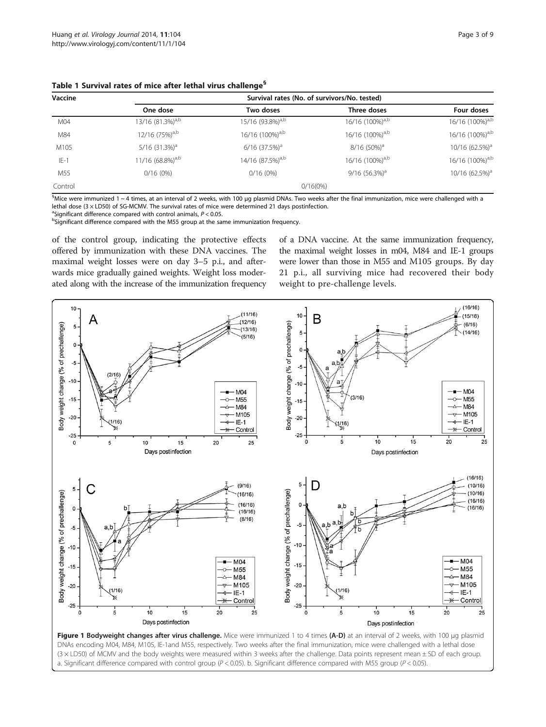**Table 1 Survival rates of mice after lethal virus challenge[§]**

| Vaccine | Survival rates (No. of survivors/No. tested) | | | |
|---|---|---|---|---|
| | One dose | Two doses | Three doses | Four doses |
| M04 | 13/16 (81.3%)[a,b] | 15/16 (93.8%)[a,b] | 16/16 (100%)[a,b] | 16/16 (100%)[a,b] |
| M84 | 12/16 (75%)[a,b] | 16/16 (100%)[a,b] | 16/16 (100%)[a,b] | 16/16 (100%)[a,b] |
| M105 | 5/16 (31.3%)[a] | 6/16 (37.5%)[a] | 8/16 (50%)[a] | 10/16 (62.5%)[a] |
| IE-1 | 11/16 (68.8%)[a,b] | 14/16 (87.5%)[a,b] | 16/16 (100%)[a,b] | 16/16 (100%)[a,b] |
| M55 | 0/16 (0%) | 0/16 (0%) | 9/16 (56.3%)[a] | 10/16 (62.5%)[a] |
| Control | 0/16(0%) | | | |

[§]Mice were immunized 1 ~ 4 times, at an interval of 2 weeks, with 100 μg plasmid DNAs. Two weeks after the final immunization, mice were challenged with a lethal dose (3 × LD50) of SG-MCMV. The survival rates of mice were determined 21 days postinfection.
[a]Significant difference compared with control animals, $P < 0.05$.
[b]Significant difference compared with the M55 group at the same immunization frequency.

of the control group, indicating the protective effects offered by immunization with these DNA vaccines. The maximal weight losses were on day 3–5 p.i., and afterwards mice gradually gained weights. Weight loss moderated along with the increase of the immunization frequency of a DNA vaccine. At the same immunization frequency, the maximal weight losses in m04, M84 and IE-1 groups were lower than those in M55 and M105 groups. By day 21 p.i., all surviving mice had recovered their body weight to pre-challenge levels.

**Figure 1 Bodyweight changes after virus challenge.** Mice were immunized 1 to 4 times **(A-D)** at an interval of 2 weeks, with 100 μg plasmid DNAs encoding M04, M84, M105, IE-1and M55, respectively. Two weeks after the final immunization, mice were challenged with a lethal dose (3 × LD50) of MCMV and the body weights were measured within 3 weeks after the challenge. Data points represent mean ± SD of each group. a. Significant difference compared with control group ($P < 0.05$). b. Significant difference compared with M55 group ($P < 0.05$).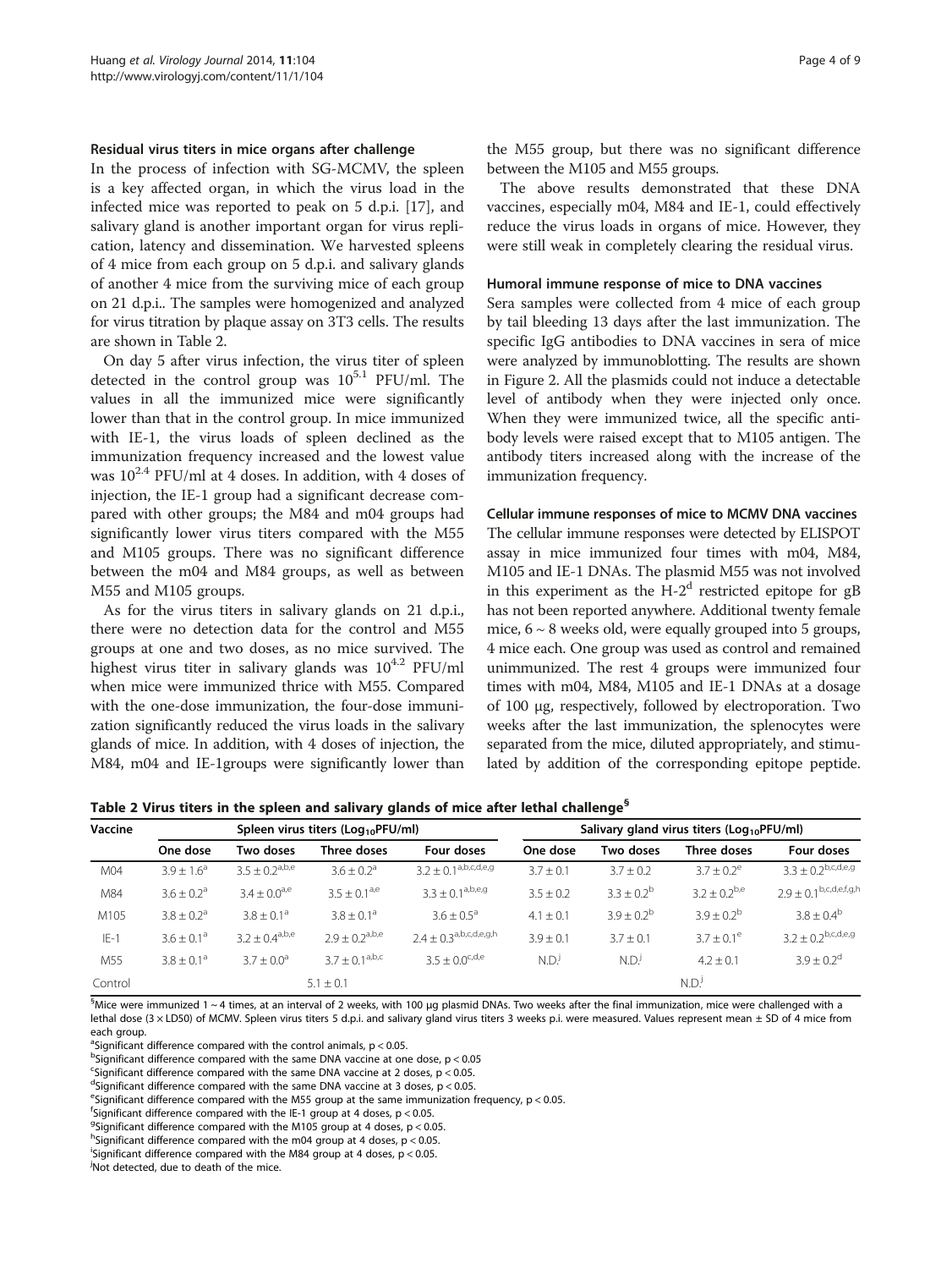### Residual virus titers in mice organs after challenge

In the process of infection with SG-MCMV, the spleen is a key affected organ, in which the virus load in the infected mice was reported to peak on 5 d.p.i. [17], and salivary gland is another important organ for virus replication, latency and dissemination. We harvested spleens of 4 mice from each group on 5 d.p.i. and salivary glands of another 4 mice from the surviving mice of each group on 21 d.p.i.. The samples were homogenized and analyzed for virus titration by plaque assay on 3T3 cells. The results are shown in Table 2.

On day 5 after virus infection, the virus titer of spleen detected in the control group was $10^{5.1}$ PFU/ml. The values in all the immunized mice were significantly lower than that in the control group. In mice immunized with IE-1, the virus loads of spleen declined as the immunization frequency increased and the lowest value was $10^{2.4}$ PFU/ml at 4 doses. In addition, with 4 doses of injection, the IE-1 group had a significant decrease compared with other groups; the M84 and m04 groups had significantly lower virus titers compared with the M55 and M105 groups. There was no significant difference between the m04 and M84 groups, as well as between M55 and M105 groups.

As for the virus titers in salivary glands on 21 d.p.i., there were no detection data for the control and M55 groups at one and two doses, as no mice survived. The highest virus titer in salivary glands was $10^{4.2}$ PFU/ml when mice were immunized thrice with M55. Compared with the one-dose immunization, the four-dose immunization significantly reduced the virus loads in the salivary glands of mice. In addition, with 4 doses of injection, the M84, m04 and IE-1groups were significantly lower than the M55 group, but there was no significant difference between the M105 and M55 groups.

The above results demonstrated that these DNA vaccines, especially m04, M84 and IE-1, could effectively reduce the virus loads in organs of mice. However, they were still weak in completely clearing the residual virus.

### Humoral immune response of mice to DNA vaccines

Sera samples were collected from 4 mice of each group by tail bleeding 13 days after the last immunization. The specific IgG antibodies to DNA vaccines in sera of mice were analyzed by immunoblotting. The results are shown in Figure 2. All the plasmids could not induce a detectable level of antibody when they were injected only once. When they were immunized twice, all the specific antibody levels were raised except that to M105 antigen. The antibody titers increased along with the increase of the immunization frequency.

### Cellular immune responses of mice to MCMV DNA vaccines

The cellular immune responses were detected by ELISPOT assay in mice immunized four times with m04, M84, M105 and IE-1 DNAs. The plasmid M55 was not involved in this experiment as the H-2[d] restricted epitope for gB has not been reported anywhere. Additional twenty female mice, 6 ~ 8 weeks old, were equally grouped into 5 groups, 4 mice each. One group was used as control and remained unimmunized. The rest 4 groups were immunized four times with m04, M84, M105 and IE-1 DNAs at a dosage of 100 μg, respectively, followed by electroporation. Two weeks after the last immunization, the splenocytes were separated from the mice, diluted appropriately, and stimulated by addition of the corresponding epitope peptide.

**Table 2 Virus titers in the spleen and salivary glands of mice after lethal challenge[§]**

| Vaccine | Spleen virus titers ($Log_{10}$PFU/ml) | | | | Salivary gland virus titers ($Log_{10}$PFU/ml) | | | |
|---|---|---|---|---|---|---|---|---|
| | One dose | Two doses | Three doses | Four doses | One dose | Two doses | Three doses | Four doses |
| M04 | 3.9 ± 1.6[a] | 3.5 ± 0.2[a,b,e] | 3.6 ± 0.2[a] | 3.2 ± 0.1[a,b,c,d,e,g] | 3.7 ± 0.1 | 3.7 ± 0.2 | 3.7 ± 0.2[e] | 3.3 ± 0.2[b,c,d,e,g] |
| M84 | 3.6 ± 0.2[a] | 3.4 ± 0.0[a,e] | 3.5 ± 0.1[a,e] | 3.3 ± 0.1[a,b,e,g] | 3.5 ± 0.2 | 3.3 ± 0.2[b] | 3.2 ± 0.2[b,e] | 2.9 ± 0.1[b,c,d,e,f,g,h] |
| M105 | 3.8 ± 0.2[a] | 3.8 ± 0.1[a] | 3.8 ± 0.1[a] | 3.6 ± 0.5[a] | 4.1 ± 0.1 | 3.9 ± 0.2[b] | 3.9 ± 0.2[b] | 3.8 ± 0.4[b] |
| IE-1 | 3.6 ± 0.1[a] | 3.2 ± 0.4[a,b,e] | 2.9 ± 0.2[a,b,e] | 2.4 ± 0.3[a,b,c,d,e,g,h] | 3.9 ± 0.1 | 3.7 ± 0.1 | 3.7 ± 0.1[e] | 3.2 ± 0.2[b,c,d,e,g] |
| M55 | 3.8 ± 0.1[a] | 3.7 ± 0.0[a] | 3.7 ± 0.1[a,b,c] | 3.5 ± 0.0[c,d,e] | N.D.[j] | N.D.[j] | 4.2 ± 0.1 | 3.9 ± 0.2[d] |
| Control | 5.1 ± 0.1 | | | | N.D.[j] | | | |

[§]Mice were immunized 1 ~ 4 times, at an interval of 2 weeks, with 100 μg plasmid DNAs. Two weeks after the final immunization, mice were challenged with a lethal dose (3 × LD50) of MCMV. Spleen virus titers 5 d.p.i. and salivary gland virus titers 3 weeks p.i. were measured. Values represent mean ± SD of 4 mice from each group.

[a]Significant difference compared with the control animals, $p < 0.05$.

[b]Significant difference compared with the same DNA vaccine at one dose, $p < 0.05$

[c]Significant difference compared with the same DNA vaccine at 2 doses, $p < 0.05$.

[d]Significant difference compared with the same DNA vaccine at 3 doses, $p < 0.05$.

[e]Significant difference compared with the M55 group at the same immunization frequency, $p < 0.05$.

[f]Significant difference compared with the IE-1 group at 4 doses, $p < 0.05$.

[g]Significant difference compared with the M105 group at 4 doses, $p < 0.05$.

[h]Significant difference compared with the m04 group at 4 doses, $p < 0.05$.

[i]Significant difference compared with the M84 group at 4 doses, $p < 0.05$.

[j]Not detected, due to death of the mice.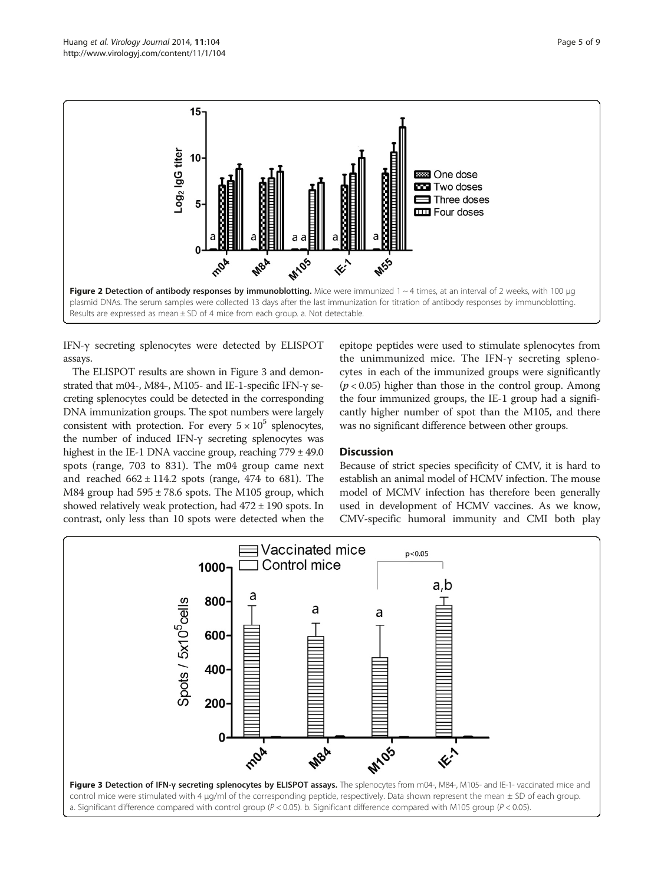**Figure 2 Detection of antibody responses by immunoblotting.** Mice were immunized 1 ~ 4 times, at an interval of 2 weeks, with 100 μg plasmid DNAs. The serum samples were collected 13 days after the last immunization for titration of antibody responses by immunoblotting. Results are expressed as mean ± SD of 4 mice from each group. a. Not detectable.

IFN-γ secreting splenocytes were detected by ELISPOT assays.

The ELISPOT results are shown in Figure 3 and demonstrated that m04-, M84-, M105- and IE-1-specific IFN-γ secreting splenocytes could be detected in the corresponding DNA immunization groups. The spot numbers were largely consistent with protection. For every $5 \times 10^5$ splenocytes, the number of induced IFN-γ secreting splenocytes was highest in the IE-1 DNA vaccine group, reaching 779 ± 49.0 spots (range, 703 to 831). The m04 group came next and reached 662 ± 114.2 spots (range, 474 to 681). The M84 group had 595 ± 78.6 spots. The M105 group, which showed relatively weak protection, had 472 ± 190 spots. In contrast, only less than 10 spots were detected when the epitope peptides were used to stimulate splenocytes from the unimmunized mice. The IFN-γ secreting splenocytes in each of the immunized groups were significantly ($p < 0.05$) higher than those in the control group. Among the four immunized groups, the IE-1 group had a significantly higher number of spot than the M105, and there was no significant difference between other groups.

## Discussion

Because of strict species specificity of CMV, it is hard to establish an animal model of HCMV infection. The mouse model of MCMV infection has therefore been generally used in development of HCMV vaccines. As we know, CMV-specific humoral immunity and CMI both play

**Figure 3 Detection of IFN-γ secreting splenocytes by ELISPOT assays.** The splenocytes from m04-, M84-, M105- and IE-1- vaccinated mice and control mice were stimulated with 4 μg/ml of the corresponding peptide, respectively. Data shown represent the mean ± SD of each group. a. Significant difference compared with control group ($P < 0.05$). b. Significant difference compared with M105 group ($P < 0.05$).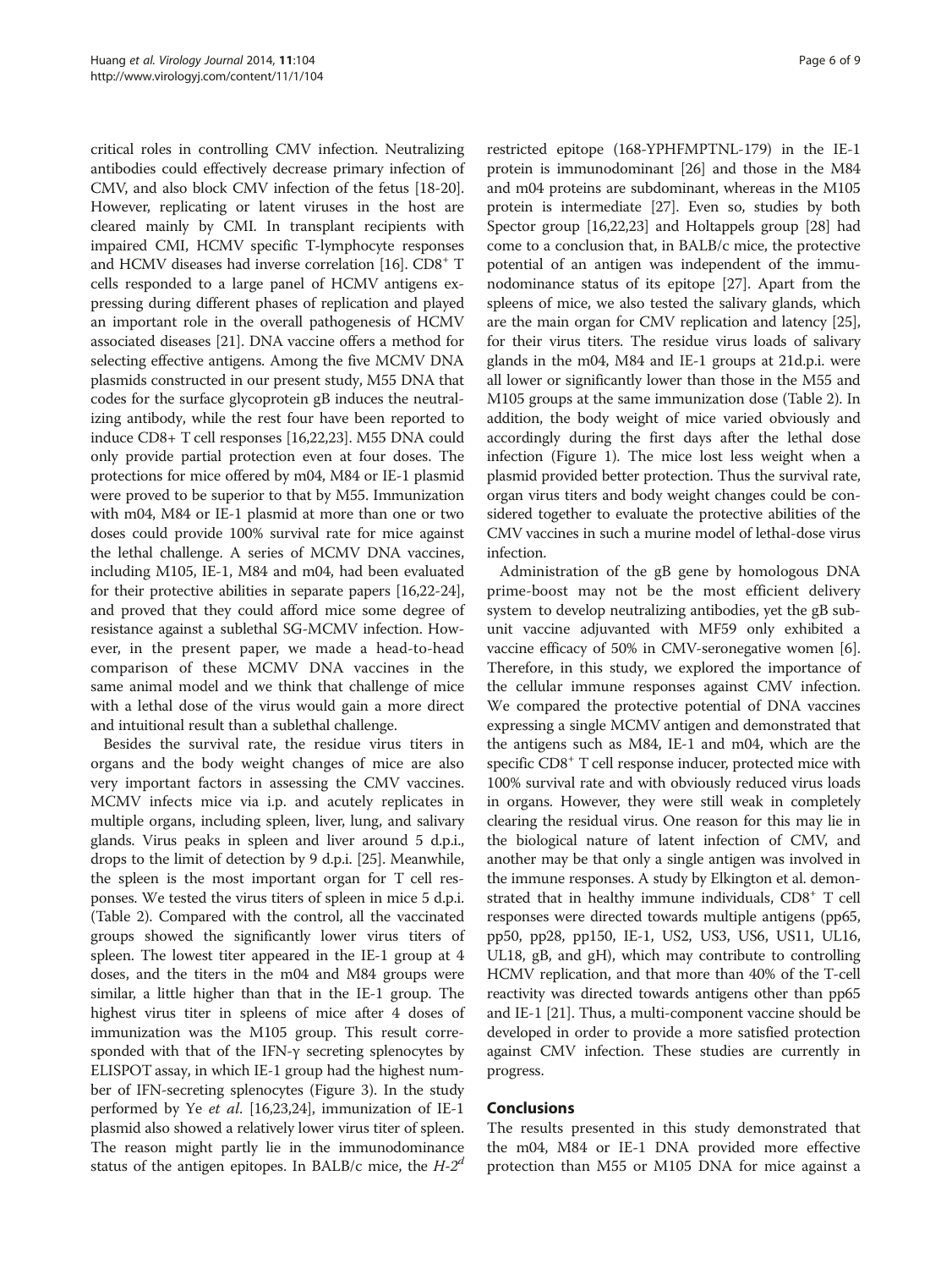critical roles in controlling CMV infection. Neutralizing antibodies could effectively decrease primary infection of CMV, and also block CMV infection of the fetus [18-20]. However, replicating or latent viruses in the host are cleared mainly by CMI. In transplant recipients with impaired CMI, HCMV specific T-lymphocyte responses and HCMV diseases had inverse correlation [16]. $CD8^+$ T cells responded to a large panel of HCMV antigens expressing during different phases of replication and played an important role in the overall pathogenesis of HCMV associated diseases [21]. DNA vaccine offers a method for selecting effective antigens. Among the five MCMV DNA plasmids constructed in our present study, M55 DNA that codes for the surface glycoprotein gB induces the neutralizing antibody, while the rest four have been reported to induce CD8+ T cell responses [16,22,23]. M55 DNA could only provide partial protection even at four doses. The protections for mice offered by m04, M84 or IE-1 plasmid were proved to be superior to that by M55. Immunization with m04, M84 or IE-1 plasmid at more than one or two doses could provide 100% survival rate for mice against the lethal challenge. A series of MCMV DNA vaccines, including M105, IE-1, M84 and m04, had been evaluated for their protective abilities in separate papers [16,22-24], and proved that they could afford mice some degree of resistance against a sublethal SG-MCMV infection. However, in the present paper, we made a head-to-head comparison of these MCMV DNA vaccines in the same animal model and we think that challenge of mice with a lethal dose of the virus would gain a more direct and intuitional result than a sublethal challenge.

Besides the survival rate, the residue virus titers in organs and the body weight changes of mice are also very important factors in assessing the CMV vaccines. MCMV infects mice via i.p. and acutely replicates in multiple organs, including spleen, liver, lung, and salivary glands. Virus peaks in spleen and liver around 5 d.p.i., drops to the limit of detection by 9 d.p.i. [25]. Meanwhile, the spleen is the most important organ for T cell responses. We tested the virus titers of spleen in mice 5 d.p.i. (Table 2). Compared with the control, all the vaccinated groups showed the significantly lower virus titers of spleen. The lowest titer appeared in the IE-1 group at 4 doses, and the titers in the m04 and M84 groups were similar, a little higher than that in the IE-1 group. The highest virus titer in spleens of mice after 4 doses of immunization was the M105 group. This result corresponded with that of the IFN-γ secreting splenocytes by ELISPOT assay, in which IE-1 group had the highest number of IFN-secreting splenocytes (Figure 3). In the study performed by Ye *et al*. [16,23,24], immunization of IE-1 plasmid also showed a relatively lower virus titer of spleen. The reason might partly lie in the immunodominance status of the antigen epitopes. In BALB/c mice, the $H\text{-}2^d$ restricted epitope (168-YPHFMPTNL-179) in the IE-1 protein is immunodominant [26] and those in the M84 and m04 proteins are subdominant, whereas in the M105 protein is intermediate [27]. Even so, studies by both Spector group [16,22,23] and Holtappels group [28] had come to a conclusion that, in BALB/c mice, the protective potential of an antigen was independent of the immunodominance status of its epitope [27]. Apart from the spleens of mice, we also tested the salivary glands, which are the main organ for CMV replication and latency [25], for their virus titers. The residue virus loads of salivary glands in the m04, M84 and IE-1 groups at 21d.p.i. were all lower or significantly lower than those in the M55 and M105 groups at the same immunization dose (Table 2). In addition, the body weight of mice varied obviously and accordingly during the first days after the lethal dose infection (Figure 1). The mice lost less weight when a plasmid provided better protection. Thus the survival rate, organ virus titers and body weight changes could be considered together to evaluate the protective abilities of the CMV vaccines in such a murine model of lethal-dose virus infection.

Administration of the gB gene by homologous DNA prime-boost may not be the most efficient delivery system to develop neutralizing antibodies, yet the gB subunit vaccine adjuvanted with MF59 only exhibited a vaccine efficacy of 50% in CMV-seronegative women [6]. Therefore, in this study, we explored the importance of the cellular immune responses against CMV infection. We compared the protective potential of DNA vaccines expressing a single MCMV antigen and demonstrated that the antigens such as M84, IE-1 and m04, which are the specific $CD8^+$ T cell response inducer, protected mice with 100% survival rate and with obviously reduced virus loads in organs. However, they were still weak in completely clearing the residual virus. One reason for this may lie in the biological nature of latent infection of CMV, and another may be that only a single antigen was involved in the immune responses. A study by Elkington et al. demonstrated that in healthy immune individuals, $CD8^+$ T cell responses were directed towards multiple antigens (pp65, pp50, pp28, pp150, IE-1, US2, US3, US6, US11, UL16, UL18, gB, and gH), which may contribute to controlling HCMV replication, and that more than 40% of the T-cell reactivity was directed towards antigens other than pp65 and IE-1 [21]. Thus, a multi-component vaccine should be developed in order to provide a more satisfied protection against CMV infection. These studies are currently in progress.

## Conclusions

The results presented in this study demonstrated that the m04, M84 or IE-1 DNA provided more effective protection than M55 or M105 DNA for mice against a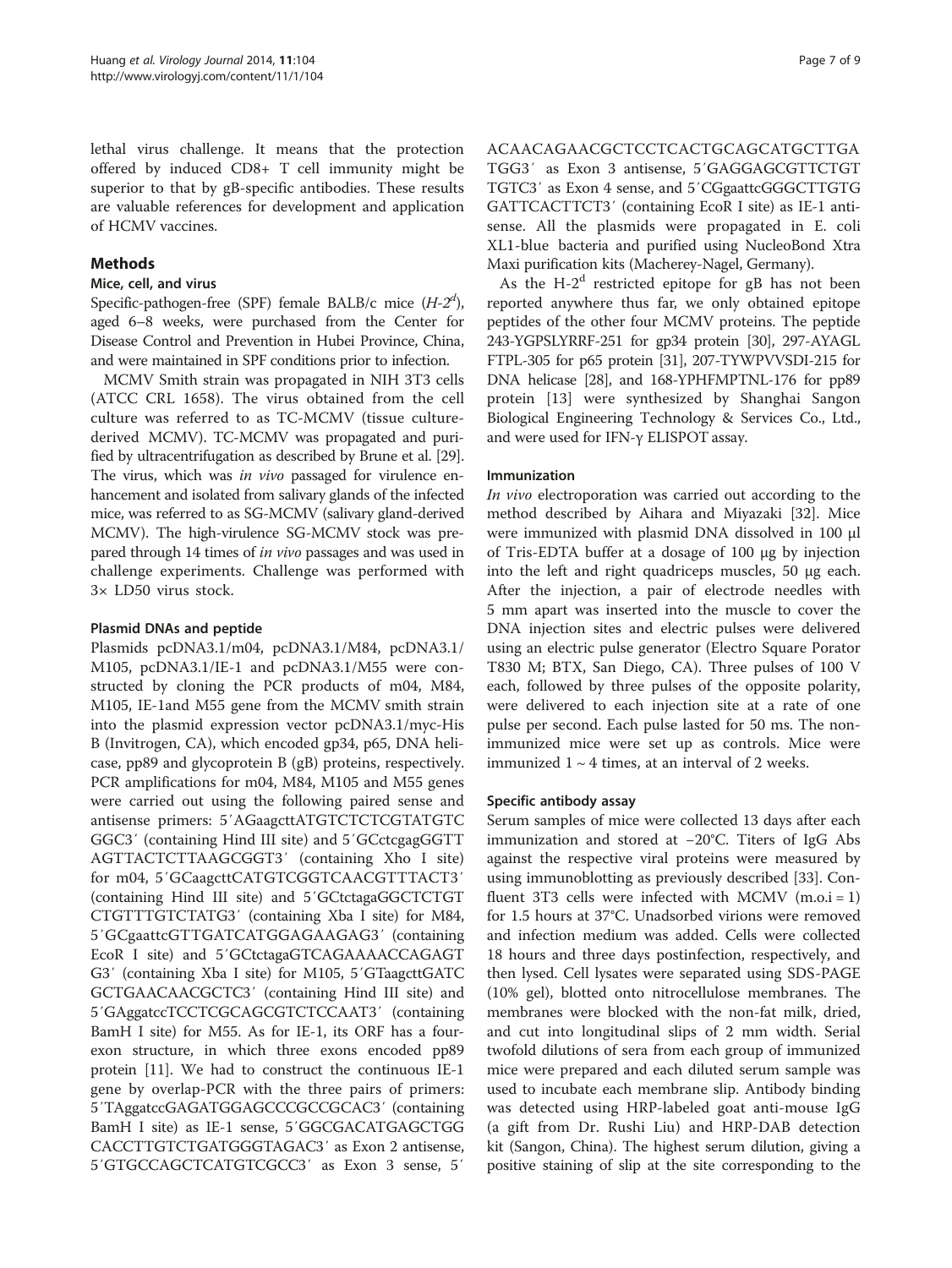lethal virus challenge. It means that the protection offered by induced CD8+ T cell immunity might be superior to that by gB-specific antibodies. These results are valuable references for development and application of HCMV vaccines.

## Methods

### Mice, cell, and virus

Specific-pathogen-free (SPF) female BALB/c mice (*H-2[d]*), aged 6–8 weeks, were purchased from the Center for Disease Control and Prevention in Hubei Province, China, and were maintained in SPF conditions prior to infection.

MCMV Smith strain was propagated in NIH 3T3 cells (ATCC CRL 1658). The virus obtained from the cell culture was referred to as TC-MCMV (tissue culture-derived MCMV). TC-MCMV was propagated and purified by ultracentrifugation as described by Brune et al. [29]. The virus, which was *in vivo* passaged for virulence enhancement and isolated from salivary glands of the infected mice, was referred to as SG-MCMV (salivary gland-derived MCMV). The high-virulence SG-MCMV stock was prepared through 14 times of *in vivo* passages and was used in challenge experiments. Challenge was performed with 3× LD50 virus stock.

### Plasmid DNAs and peptide

Plasmids pcDNA3.1/m04, pcDNA3.1/M84, pcDNA3.1/M105, pcDNA3.1/IE-1 and pcDNA3.1/M55 were constructed by cloning the PCR products of m04, M84, M105, IE-1and M55 gene from the MCMV smith strain into the plasmid expression vector pcDNA3.1/myc-His B (Invitrogen, CA), which encoded gp34, p65, DNA helicase, pp89 and glycoprotein B (gB) proteins, respectively. PCR amplifications for m04, M84, M105 and M55 genes were carried out using the following paired sense and antisense primers: 5′AGaagcttATGTCTCTCGTATGTCGGC3′ (containing Hind III site) and 5′GCctcgagGGTTAGTTACTCTTAAGCGGT3′ (containing Xho I site) for m04, 5′GCaagcttCATGTCGGTCAACGTTTACT3′ (containing Hind III site) and 5′GCtctagaGGCTCTGTCTGTTTGTCTATG3′ (containing Xba I site) for M84, 5′GCgaattcGTTGATCATGGAGAAGAG3′ (containing EcoR I site) and 5′GCtctagaGTCAGAAAACCAGAGTG3′ (containing Xba I site) for M105, 5′GTaagcttGATCGCTGAACAACGCTC3′ (containing Hind III site) and 5′GAggatccTCCTCGCAGCGTCTCCAAT3′ (containing BamH I site) for M55. As for IE-1, its ORF has a four-exon structure, in which three exons encoded pp89 protein [11]. We had to construct the continuous IE-1 gene by overlap-PCR with the three pairs of primers: 5′TAggatccGAGATGGAGCCCGCCGCAC3′ (containing BamH I site) as IE-1 sense, 5′GGCGACATGAGCTGGCACCTTGTCTGATGGGTAGAC3′ as Exon 2 antisense, 5′GTGCCAGCTCATGTCGCC3′ as Exon 3 sense, 5′ACAACAGAACGCTCCTCACTGCAGCATGCTTGATGG3′ as Exon 3 antisense, 5′GAGGAGCGTTCTGTTGTC3′ as Exon 4 sense, and 5′CGgaattcGGGCTTGTGGATTCACTTCT3′ (containing EcoR I site) as IE-1 antisense. All the plasmids were propagated in E. coli XL1-blue bacteria and purified using NucleoBond Xtra Maxi purification kits (Macherey-Nagel, Germany).

As the H-2[d] restricted epitope for gB has not been reported anywhere thus far, we only obtained epitope peptides of the other four MCMV proteins. The peptide 243-YGPSLYRRF-251 for gp34 protein [30], 297-AYAGLFTPL-305 for p65 protein [31], 207-TYWPVVSDI-215 for DNA helicase [28], and 168-YPHFMPTNL-176 for pp89 protein [13] were synthesized by Shanghai Sangon Biological Engineering Technology & Services Co., Ltd., and were used for IFN-γ ELISPOT assay.

### Immunization

*In vivo* electroporation was carried out according to the method described by Aihara and Miyazaki [32]. Mice were immunized with plasmid DNA dissolved in 100 μl of Tris-EDTA buffer at a dosage of 100 μg by injection into the left and right quadriceps muscles, 50 μg each. After the injection, a pair of electrode needles with 5 mm apart was inserted into the muscle to cover the DNA injection sites and electric pulses were delivered using an electric pulse generator (Electro Square Porator T830 M; BTX, San Diego, CA). Three pulses of 100 V each, followed by three pulses of the opposite polarity, were delivered to each injection site at a rate of one pulse per second. Each pulse lasted for 50 ms. The non-immunized mice were set up as controls. Mice were immunized 1 ~ 4 times, at an interval of 2 weeks.

### Specific antibody assay

Serum samples of mice were collected 13 days after each immunization and stored at −20°C. Titers of IgG Abs against the respective viral proteins were measured by using immunoblotting as previously described [33]. Confluent 3T3 cells were infected with MCMV (m.o.i = 1) for 1.5 hours at 37°C. Unadsorbed virions were removed and infection medium was added. Cells were collected 18 hours and three days postinfection, respectively, and then lysed. Cell lysates were separated using SDS-PAGE (10% gel), blotted onto nitrocellulose membranes. The membranes were blocked with the non-fat milk, dried, and cut into longitudinal slips of 2 mm width. Serial twofold dilutions of sera from each group of immunized mice were prepared and each diluted serum sample was used to incubate each membrane slip. Antibody binding was detected using HRP-labeled goat anti-mouse IgG (a gift from Dr. Rushi Liu) and HRP-DAB detection kit (Sangon, China). The highest serum dilution, giving a positive staining of slip at the site corresponding to the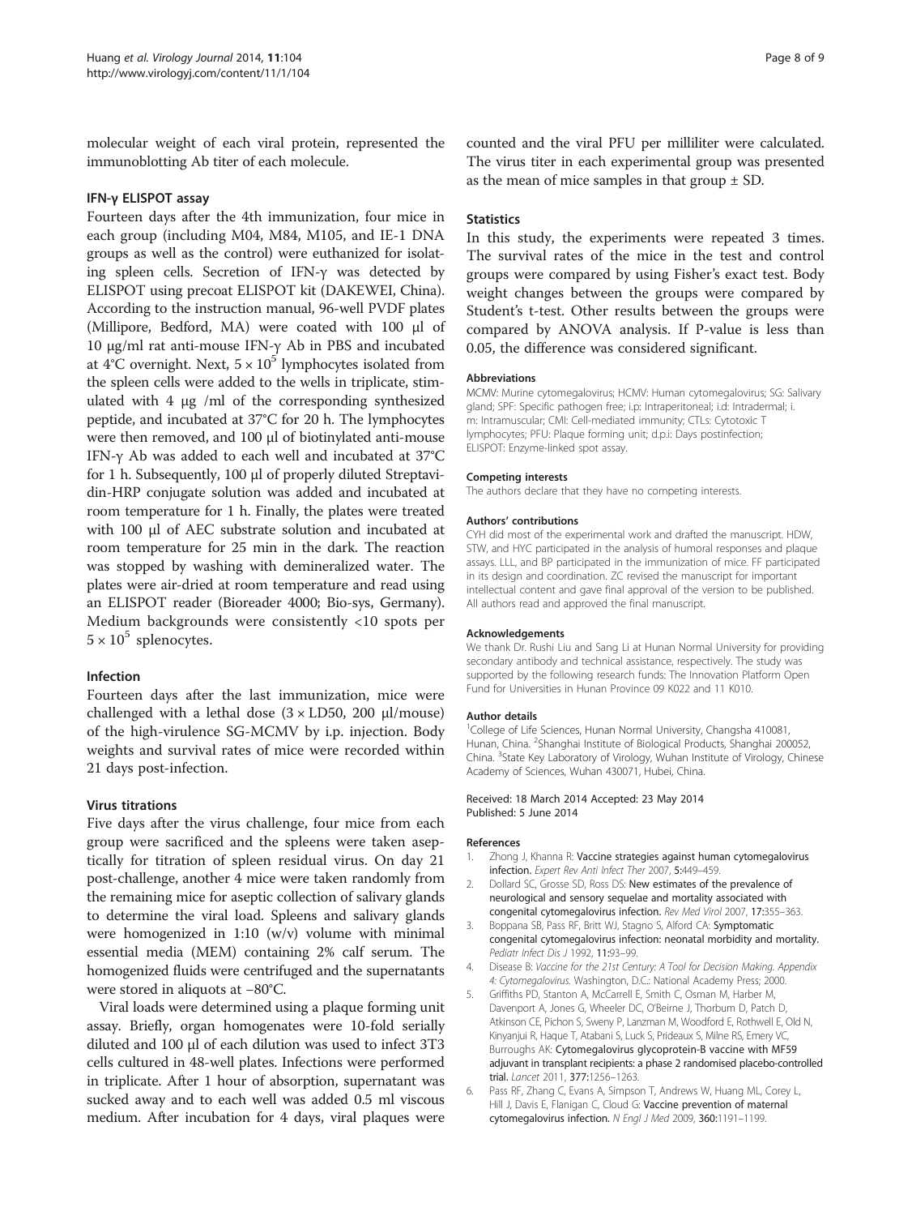molecular weight of each viral protein, represented the immunoblotting Ab titer of each molecule.

### IFN-γ ELISPOT assay

Fourteen days after the 4th immunization, four mice in each group (including M04, M84, M105, and IE-1 DNA groups as well as the control) were euthanized for isolating spleen cells. Secretion of IFN-γ was detected by ELISPOT using precoat ELISPOT kit (DAKEWEI, China). According to the instruction manual, 96-well PVDF plates (Millipore, Bedford, MA) were coated with 100 μl of 10 μg/ml rat anti-mouse IFN-γ Ab in PBS and incubated at 4°C overnight. Next, $5 \times 10^5$ lymphocytes isolated from the spleen cells were added to the wells in triplicate, stimulated with 4 μg /ml of the corresponding synthesized peptide, and incubated at 37°C for 20 h. The lymphocytes were then removed, and 100 μl of biotinylated anti-mouse IFN-γ Ab was added to each well and incubated at 37°C for 1 h. Subsequently, 100 μl of properly diluted Streptavidin-HRP conjugate solution was added and incubated at room temperature for 1 h. Finally, the plates were treated with 100 μl of AEC substrate solution and incubated at room temperature for 25 min in the dark. The reaction was stopped by washing with demineralized water. The plates were air-dried at room temperature and read using an ELISPOT reader (Bioreader 4000; Bio-sys, Germany). Medium backgrounds were consistently <10 spots per $5 \times 10^5$ splenocytes.

### Infection

Fourteen days after the last immunization, mice were challenged with a lethal dose ($3 \times$ LD50, 200 μl/mouse) of the high-virulence SG-MCMV by i.p. injection. Body weights and survival rates of mice were recorded within 21 days post-infection.

### Virus titrations

Five days after the virus challenge, four mice from each group were sacrificed and the spleens were taken aseptically for titration of spleen residual virus. On day 21 post-challenge, another 4 mice were taken randomly from the remaining mice for aseptic collection of salivary glands to determine the viral load. Spleens and salivary glands were homogenized in 1:10 (w/v) volume with minimal essential media (MEM) containing 2% calf serum. The homogenized fluids were centrifuged and the supernatants were stored in aliquots at −80°C.

Viral loads were determined using a plaque forming unit assay. Briefly, organ homogenates were 10-fold serially diluted and 100 μl of each dilution was used to infect 3T3 cells cultured in 48-well plates. Infections were performed in triplicate. After 1 hour of absorption, supernatant was sucked away and to each well was added 0.5 ml viscous medium. After incubation for 4 days, viral plaques were counted and the viral PFU per milliliter were calculated. The virus titer in each experimental group was presented as the mean of mice samples in that group ± SD.

### Statistics

In this study, the experiments were repeated 3 times. The survival rates of the mice in the test and control groups were compared by using Fisher's exact test. Body weight changes between the groups were compared by Student's t-test. Other results between the groups were compared by ANOVA analysis. If P-value is less than 0.05, the difference was considered significant.

#### Abbreviations

MCMV: Murine cytomegalovirus; HCMV: Human cytomegalovirus; SG: Salivary gland; SPF: Specific pathogen free; i.p: Intraperitoneal; i.d: Intradermal; i.m: Intramuscular; CMI: Cell-mediated immunity; CTLs: Cytotoxic T lymphocytes; PFU: Plaque forming unit; d.p.i: Days postinfection; ELISPOT: Enzyme-linked spot assay.

#### Competing interests

The authors declare that they have no competing interests.

#### Authors' contributions

CYH did most of the experimental work and drafted the manuscript. HDW, STW, and HYC participated in the analysis of humoral responses and plaque assays. LLL, and BP participated in the immunization of mice. FF participated in its design and coordination. ZC revised the manuscript for important intellectual content and gave final approval of the version to be published. All authors read and approved the final manuscript.

#### Acknowledgements

We thank Dr. Rushi Liu and Sang Li at Hunan Normal University for providing secondary antibody and technical assistance, respectively. The study was supported by the following research funds: The Innovation Platform Open Fund for Universities in Hunan Province 09 K022 and 11 K010.

#### Author details

[1]College of Life Sciences, Hunan Normal University, Changsha 410081, Hunan, China. [2]Shanghai Institute of Biological Products, Shanghai 200052, China. [3]State Key Laboratory of Virology, Wuhan Institute of Virology, Chinese Academy of Sciences, Wuhan 430071, Hubei, China.

Received: 18 March 2014 Accepted: 23 May 2014
Published: 5 June 2014

#### References

1. Zhong J, Khanna R: **Vaccine strategies against human cytomegalovirus infection.** *Expert Rev Anti Infect Ther* 2007, **5:**449–459.
2. Dollard SC, Grosse SD, Ross DS: **New estimates of the prevalence of neurological and sensory sequelae and mortality associated with congenital cytomegalovirus infection.** *Rev Med Virol* 2007, **17:**355–363.
3. Boppana SB, Pass RF, Britt WJ, Stagno S, Alford CA: **Symptomatic congenital cytomegalovirus infection: neonatal morbidity and mortality.** *Pediatr Infect Dis J* 1992, **11:**93–99.
4. Disease B: *Vaccine for the 21st Century: A Tool for Decision Making. Appendix 4: Cytomegalovirus.* Washington, D.C.: National Academy Press; 2000.
5. Griffiths PD, Stanton A, McCarrell E, Smith C, Osman M, Harber M, Davenport A, Jones G, Wheeler DC, O'Beirne J, Thorburn D, Patch D, Atkinson CE, Pichon S, Sweny P, Lanzman M, Woodford E, Rothwell E, Old N, Kinyanjui R, Haque T, Atabani S, Luck S, Prideaux S, Milne RS, Emery VC, Burroughs AK: **Cytomegalovirus glycoprotein-B vaccine with MF59 adjuvant in transplant recipients: a phase 2 randomised placebo-controlled trial.** *Lancet* 2011, **377:**1256–1263.
6. Pass RF, Zhang C, Evans A, Simpson T, Andrews W, Huang ML, Corey L, Hill J, Davis E, Flanigan C, Cloud G: **Vaccine prevention of maternal cytomegalovirus infection.** *N Engl J Med* 2009, **360:**1191–1199.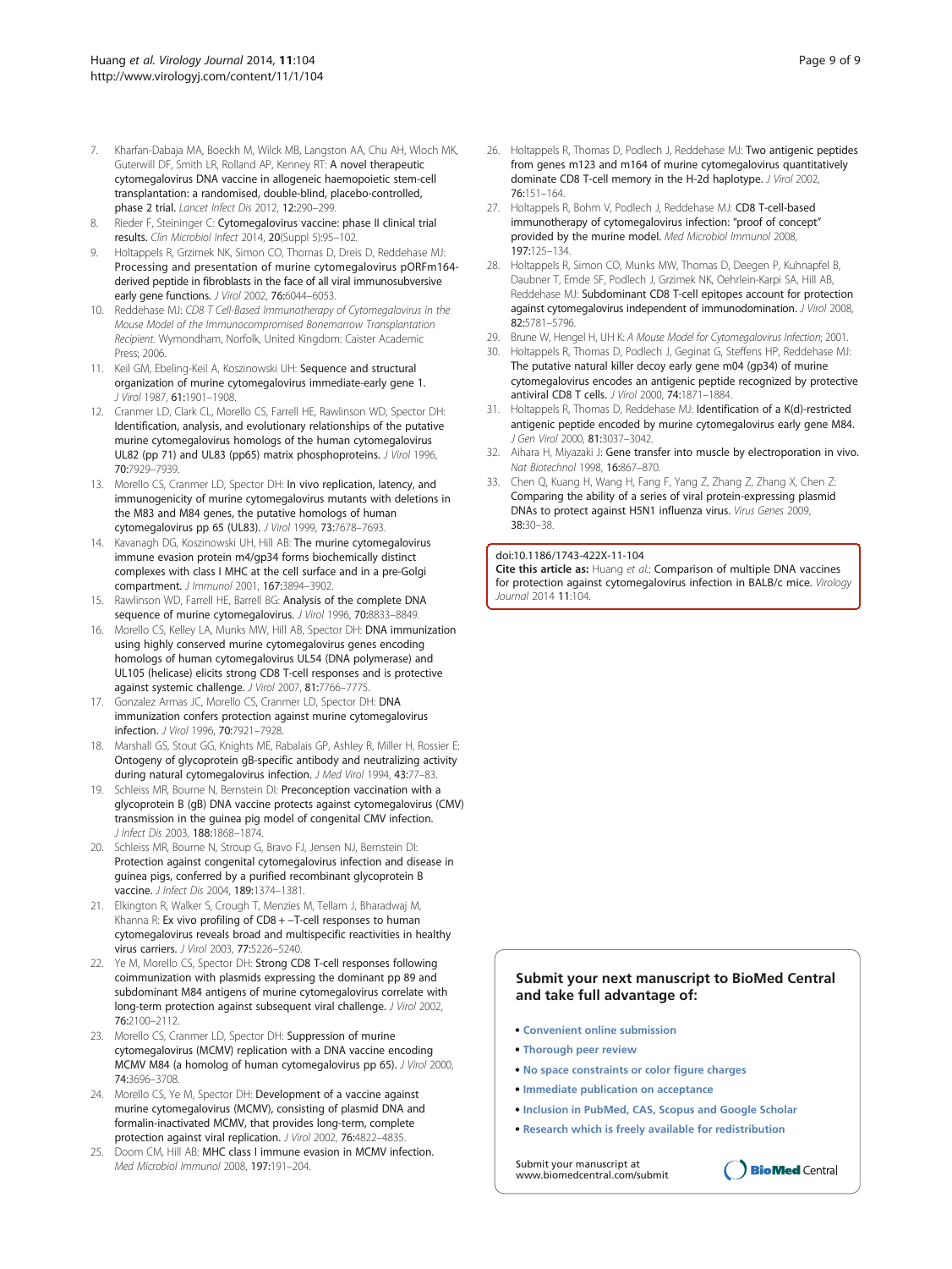7. Kharfan-Dabaja MA, Boeckh M, Wilck MB, Langston AA, Chu AH, Wloch MK, Guterwill DF, Smith LR, Rolland AP, Kenney RT: A novel therapeutic cytomegalovirus DNA vaccine in allogeneic haemopoietic stem-cell transplantation: a randomised, double-blind, placebo-controlled, phase 2 trial. *Lancet Infect Dis* 2012, **12**:290–299.
8. Rieder F, Steininger C: Cytomegalovirus vaccine: phase II clinical trial results. *Clin Microbiol Infect* 2014, **20**(Suppl 5):95–102.
9. Holtappels R, Grzimek NK, Simon CO, Thomas D, Dreis D, Reddehase MJ: Processing and presentation of murine cytomegalovirus pORFm164-derived peptide in fibroblasts in the face of all viral immunosubversive early gene functions. *J Virol* 2002, **76**:6044–6053.
10. Reddehase MJ: *CD8 T Cell-Based Immunotherapy of Cytomegalovirus in the Mouse Model of the Immunocompromised Bonemarrow Transplantation Recipient.* Wymondham, Norfolk, United Kingdom: Caister Academic Press; 2006.
11. Keil GM, Ebeling-Keil A, Koszinowski UH: Sequence and structural organization of murine cytomegalovirus immediate-early gene 1. *J Virol* 1987, **61**:1901–1908.
12. Cranmer LD, Clark CL, Morello CS, Farrell HE, Rawlinson WD, Spector DH: Identification, analysis, and evolutionary relationships of the putative murine cytomegalovirus homologs of the human cytomegalovirus UL82 (pp 71) and UL83 (pp65) matrix phosphoproteins. *J Virol* 1996, **70**:7929–7939.
13. Morello CS, Cranmer LD, Spector DH: In vivo replication, latency, and immunogenicity of murine cytomegalovirus mutants with deletions in the M83 and M84 genes, the putative homologs of human cytomegalovirus pp 65 (UL83). *J Virol* 1999, **73**:7678–7693.
14. Kavanagh DG, Koszinowski UH, Hill AB: The murine cytomegalovirus immune evasion protein m4/gp34 forms biochemically distinct complexes with class I MHC at the cell surface and in a pre-Golgi compartment. *J Immunol* 2001, **167**:3894–3902.
15. Rawlinson WD, Farrell HE, Barrell BG: Analysis of the complete DNA sequence of murine cytomegalovirus. *J Virol* 1996, **70**:8833–8849.
16. Morello CS, Kelley LA, Munks MW, Hill AB, Spector DH: DNA immunization using highly conserved murine cytomegalovirus genes encoding homologs of human cytomegalovirus UL54 (DNA polymerase) and UL105 (helicase) elicits strong CD8 T-cell responses and is protective against systemic challenge. *J Virol* 2007, **81**:7766–7775.
17. Gonzalez Armas JC, Morello CS, Cranmer LD, Spector DH: DNA immunization confers protection against murine cytomegalovirus infection. *J Virol* 1996, **70**:7921–7928.
18. Marshall GS, Stout GG, Knights ME, Rabalais GP, Ashley R, Miller H, Rossier E: Ontogeny of glycoprotein gB-specific antibody and neutralizing activity during natural cytomegalovirus infection. *J Med Virol* 1994, **43**:77–83.
19. Schleiss MR, Bourne N, Bernstein DI: Preconception vaccination with a glycoprotein B (gB) DNA vaccine protects against cytomegalovirus (CMV) transmission in the guinea pig model of congenital CMV infection. *J Infect Dis* 2003, **188**:1868–1874.
20. Schleiss MR, Bourne N, Stroup G, Bravo FJ, Jensen NJ, Bernstein DI: Protection against congenital cytomegalovirus infection and disease in guinea pigs, conferred by a purified recombinant glycoprotein B vaccine. *J Infect Dis* 2004, **189**:1374–1381.
21. Elkington R, Walker S, Crough T, Menzies M, Tellam J, Bharadwaj M, Khanna R: Ex vivo profiling of CD8 + −T-cell responses to human cytomegalovirus reveals broad and multispecific reactivities in healthy virus carriers. *J Virol* 2003, **77**:5226–5240.
22. Ye M, Morello CS, Spector DH: Strong CD8 T-cell responses following coimmunization with plasmids expressing the dominant pp 89 and subdominant M84 antigens of murine cytomegalovirus correlate with long-term protection against subsequent viral challenge. *J Virol* 2002, **76**:2100–2112.
23. Morello CS, Cranmer LD, Spector DH: Suppression of murine cytomegalovirus (MCMV) replication with a DNA vaccine encoding MCMV M84 (a homolog of human cytomegalovirus pp 65). *J Virol* 2000, **74**:3696–3708.
24. Morello CS, Ye M, Spector DH: Development of a vaccine against murine cytomegalovirus (MCMV), consisting of plasmid DNA and formalin-inactivated MCMV, that provides long-term, complete protection against viral replication. *J Virol* 2002, **76**:4822–4835.
25. Doom CM, Hill AB: MHC class I immune evasion in MCMV infection. *Med Microbiol Immunol* 2008, **197**:191–204.
26. Holtappels R, Thomas D, Podlech J, Reddehase MJ: Two antigenic peptides from genes m123 and m164 of murine cytomegalovirus quantitatively dominate CD8 T-cell memory in the H-2d haplotype. *J Virol* 2002, **76**:151–164.
27. Holtappels R, Bohm V, Podlech J, Reddehase MJ: CD8 T-cell-based immunotherapy of cytomegalovirus infection: "proof of concept" provided by the murine model. *Med Microbiol Immunol* 2008, **197**:125–134.
28. Holtappels R, Simon CO, Munks MW, Thomas D, Deegen P, Kuhnapfel B, Daubner T, Emde SF, Podlech J, Grzimek NK, Oehrlein-Karpi SA, Hill AB, Reddehase MJ: Subdominant CD8 T-cell epitopes account for protection against cytomegalovirus independent of immunodomination. *J Virol* 2008, **82**:5781–5796.
29. Brune W, Hengel H, UH K: *A Mouse Model for Cytomegalovirus Infection*; 2001.
30. Holtappels R, Thomas D, Podlech J, Geginat G, Steffens HP, Reddehase MJ: The putative natural killer decoy early gene m04 (gp34) of murine cytomegalovirus encodes an antigenic peptide recognized by protective antiviral CD8 T cells. *J Virol* 2000, **74**:1871–1884.
31. Holtappels R, Thomas D, Reddehase MJ: Identification of a K(d)-restricted antigenic peptide encoded by murine cytomegalovirus early gene M84. *J Gen Virol* 2000, **81**:3037–3042.
32. Aihara H, Miyazaki J: Gene transfer into muscle by electroporation in vivo. *Nat Biotechnol* 1998, **16**:867–870.
33. Chen Q, Kuang H, Wang H, Fang F, Yang Z, Zhang Z, Zhang X, Chen Z: Comparing the ability of a series of viral protein-expressing plasmid DNAs to protect against H5N1 influenza virus. *Virus Genes* 2009, **38**:30–38.

doi:10.1186/1743-422X-11-104
**Cite this article as:** Huang *et al.*: Comparison of multiple DNA vaccines for protection against cytomegalovirus infection in BALB/c mice. *Virology Journal* 2014 **11**:104.

**Submit your next manuscript to BioMed Central and take full advantage of:**

- **Convenient online submission**
- **Thorough peer review**
- **No space constraints or color figure charges**
- **Immediate publication on acceptance**
- **Inclusion in PubMed, CAS, Scopus and Google Scholar**
- **Research which is freely available for redistribution**

Submit your manuscript at
www.biomedcentral.com/submit

BioMed Central